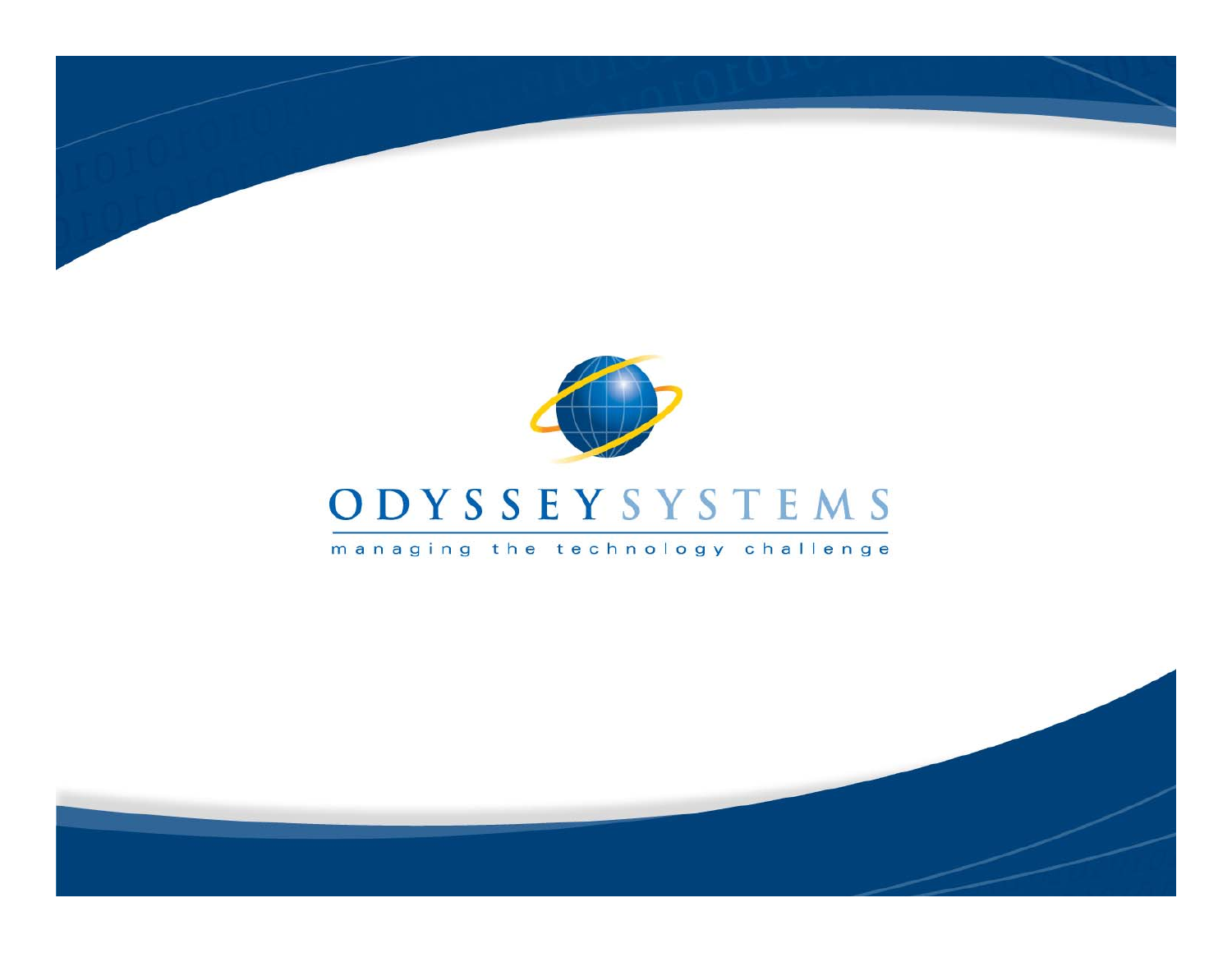# ODYSSEY SYSTEMS

managing the technology challenge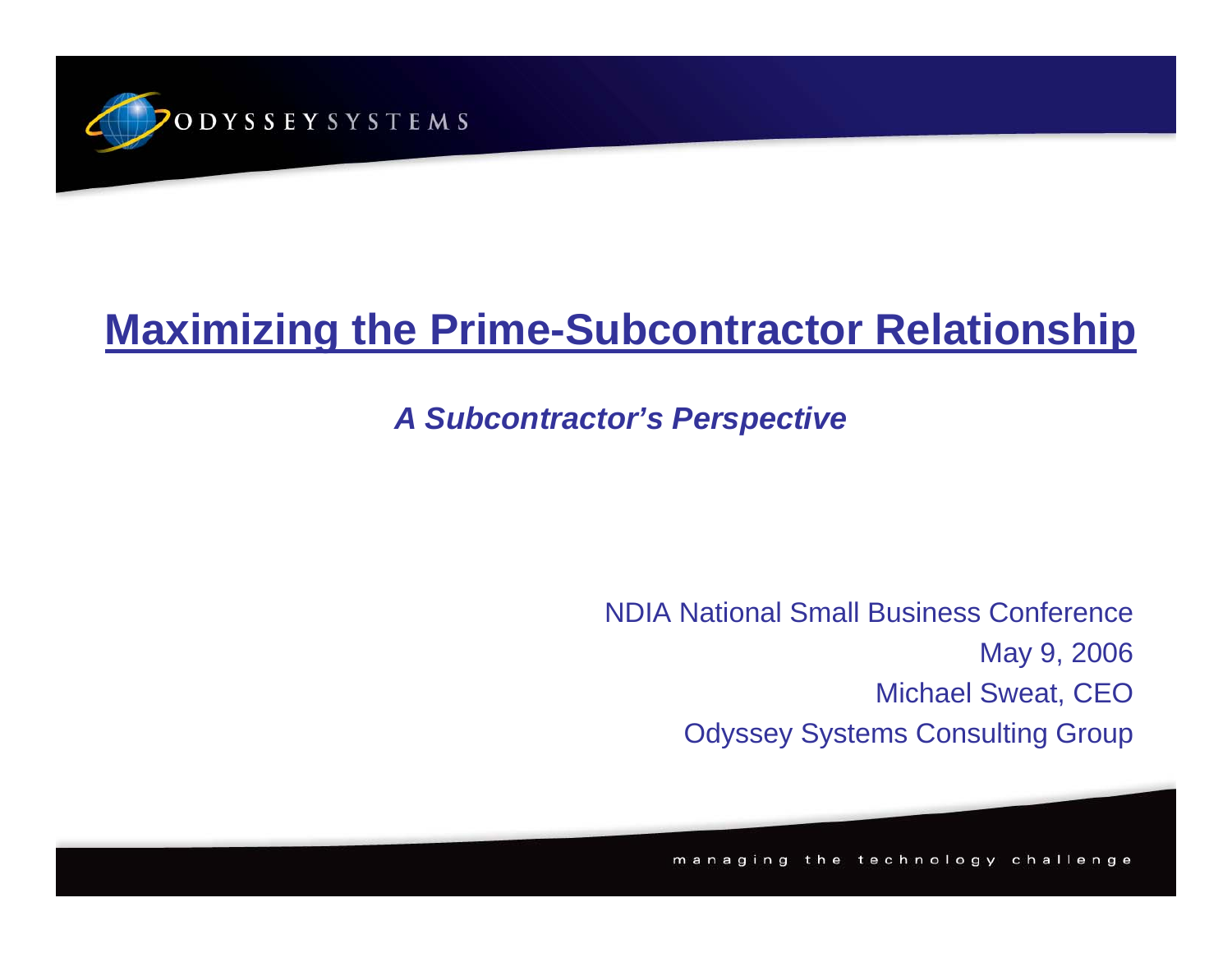ODYSSEY SYSTEMS

# Maximizing the Prime-Subcontractor Relationship

***A Subcontractor's Perspective***

NDIA National Small Business Conference
May 9, 2006
Michael Sweat, CEO
Odyssey Systems Consulting Group

managing the technology challenge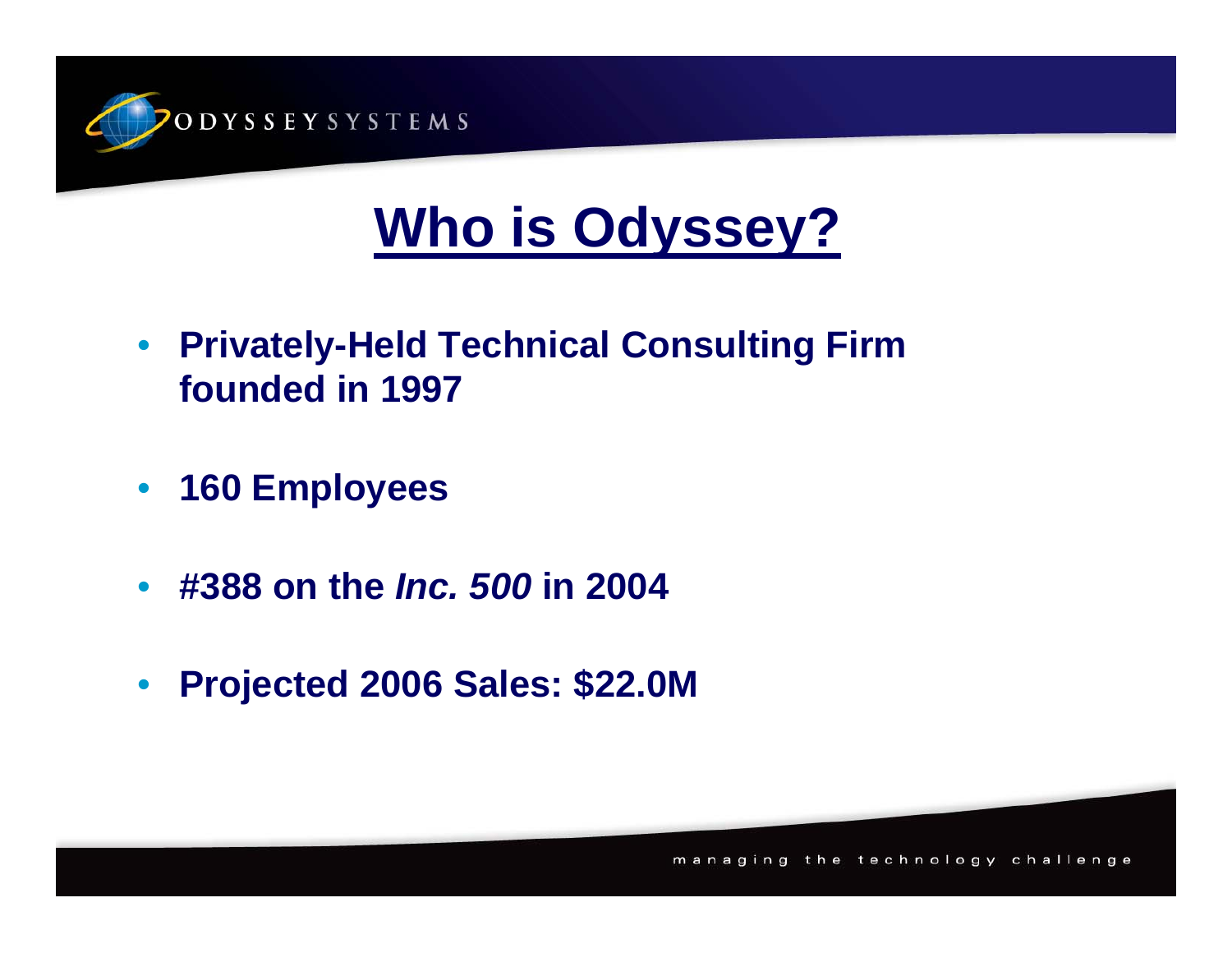# Who is Odyssey?

- **Privately-Held Technical Consulting Firm founded in 1997**
- **160 Employees**
- **#388 on the *Inc. 500* in 2004**
- **Projected 2006 Sales: $22.0M**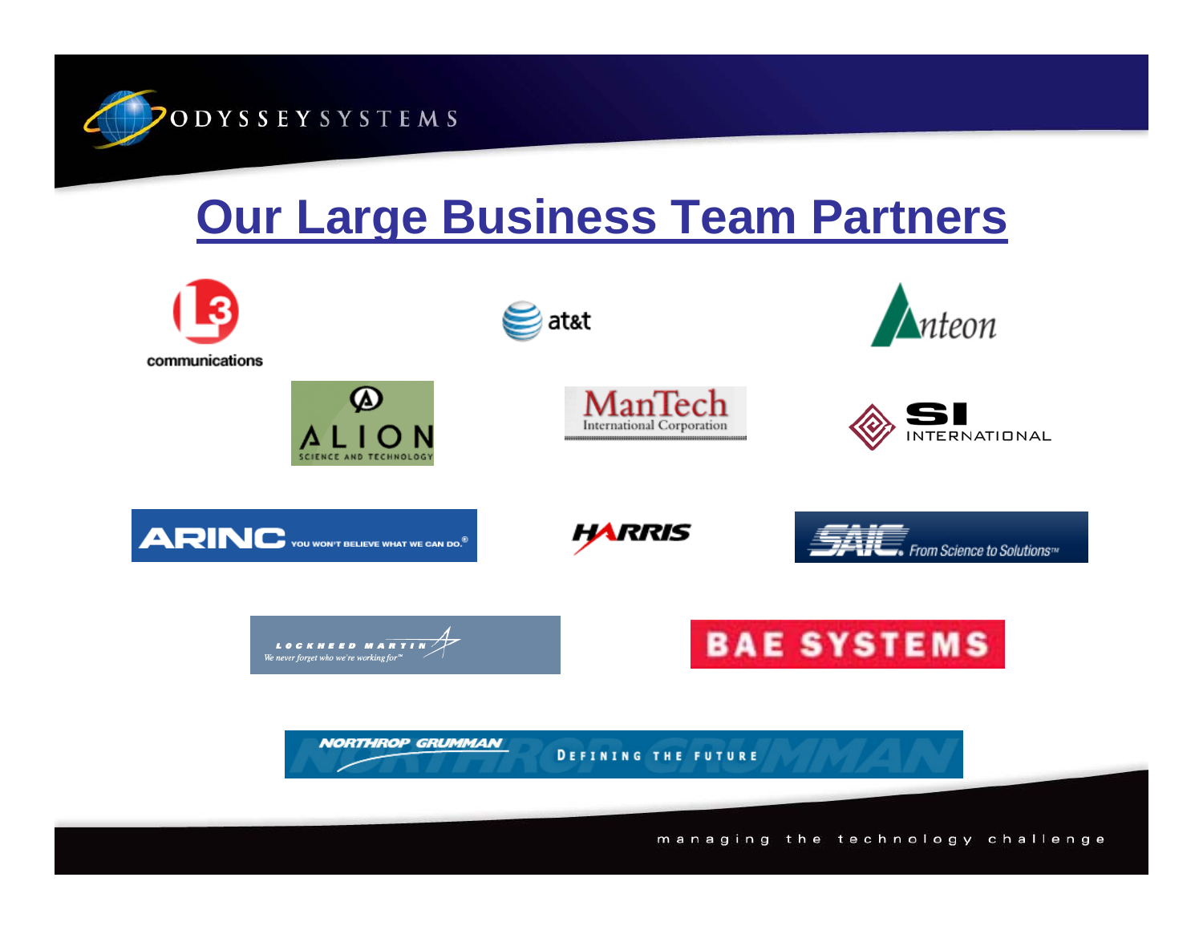# Our Large Business Team Partners

L3 communications

at&t

Anteon

ALION SCIENCE AND TECHNOLOGY

ManTech International Corporation

SI INTERNATIONAL

ARINC YOU WON'T BELIEVE WHAT WE CAN DO.®

HARRIS

SAIC. From Science to Solutions™

LOCKHEED MARTIN We never forget who we're working for™

BAE SYSTEMS

NORTHROP GRUMMAN DEFINING THE FUTURE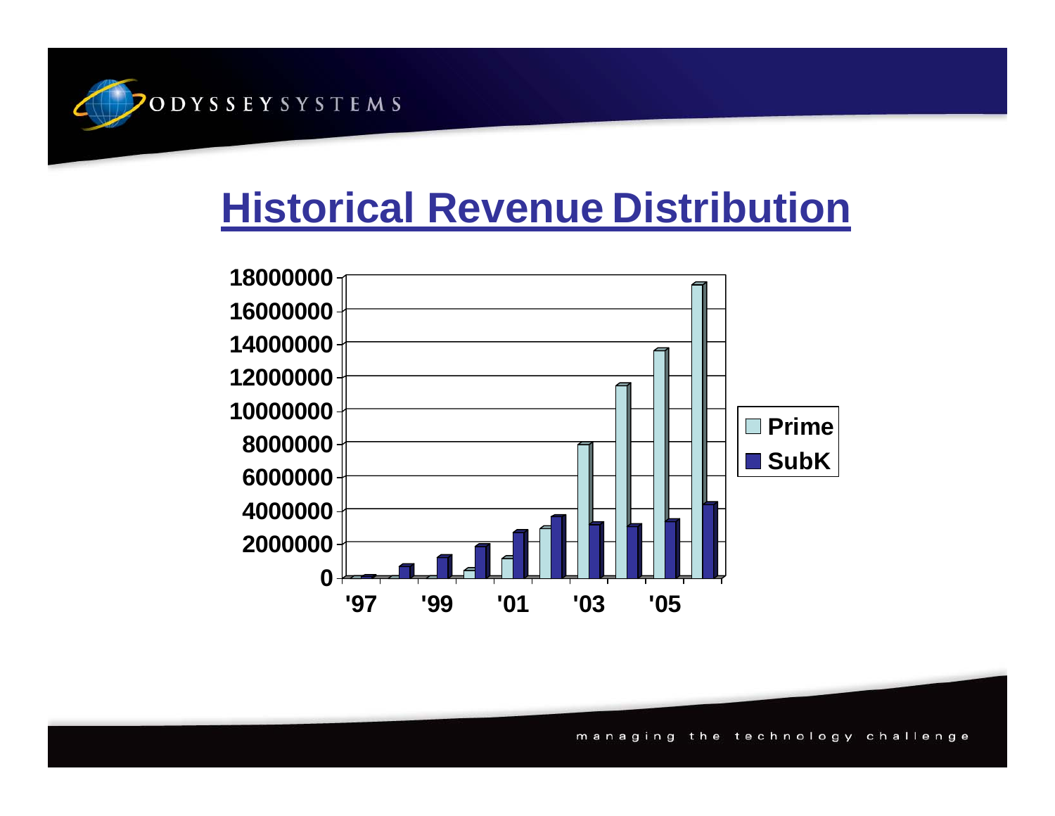# Historical Revenue Distribution

| Year | Prime | SubK |
|---|---|---|
| '97 | | |
| '99 | | |
| '01 | | |
| '03 | | |
| '05 | | |

Y-axis: 0, 2000000, 4000000, 6000000, 8000000, 10000000, 12000000, 14000000, 16000000, 18000000

Legend: Prime, SubK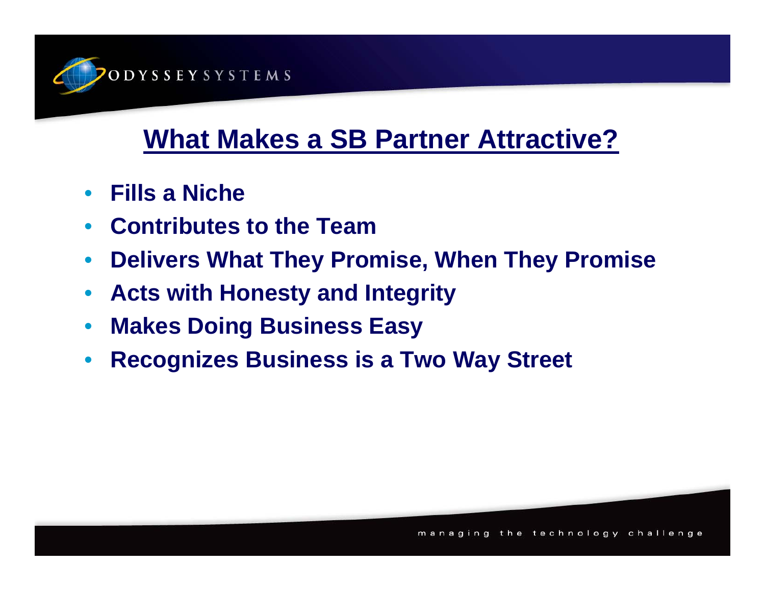# What Makes a SB Partner Attractive?

- **Fills a Niche**
- **Contributes to the Team**
- **Delivers What They Promise, When They Promise**
- **Acts with Honesty and Integrity**
- **Makes Doing Business Easy**
- **Recognizes Business is a Two Way Street**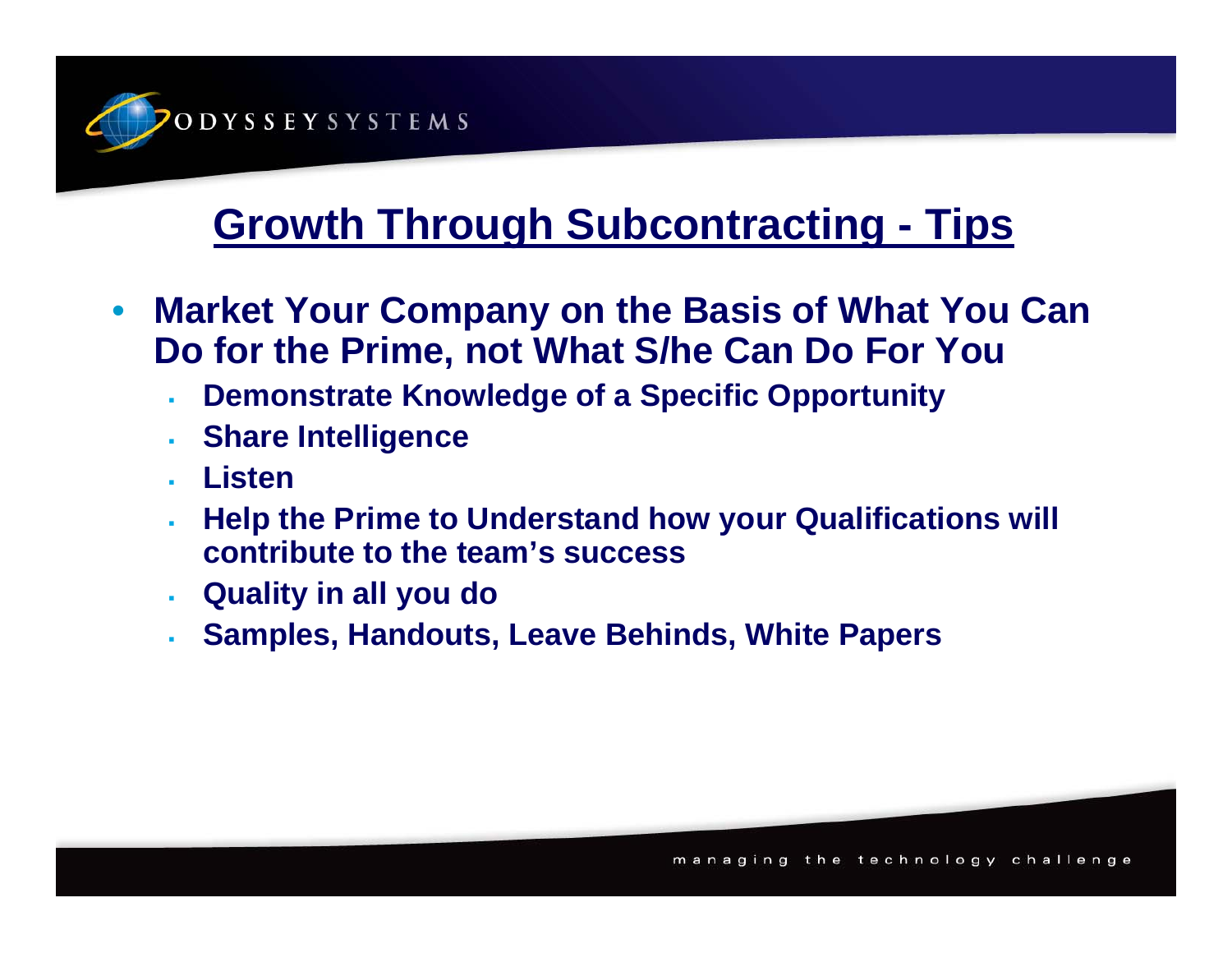# Growth Through Subcontracting - Tips

- **Market Your Company on the Basis of What You Can Do for the Prime, not What S/he Can Do For You**
  - **Demonstrate Knowledge of a Specific Opportunity**
  - **Share Intelligence**
  - **Listen**
  - **Help the Prime to Understand how your Qualifications will contribute to the team's success**
  - **Quality in all you do**
  - **Samples, Handouts, Leave Behinds, White Papers**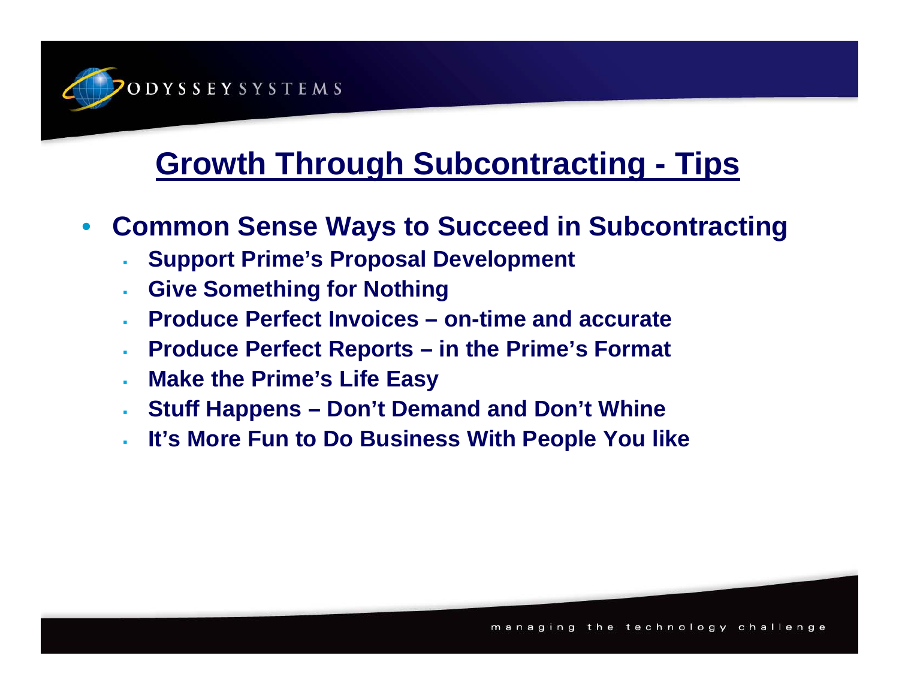# Growth Through Subcontracting - Tips

- **Common Sense Ways to Succeed in Subcontracting**
  - **Support Prime's Proposal Development**
  - **Give Something for Nothing**
  - **Produce Perfect Invoices – on-time and accurate**
  - **Produce Perfect Reports – in the Prime's Format**
  - **Make the Prime's Life Easy**
  - **Stuff Happens – Don't Demand and Don't Whine**
  - **It's More Fun to Do Business With People You like**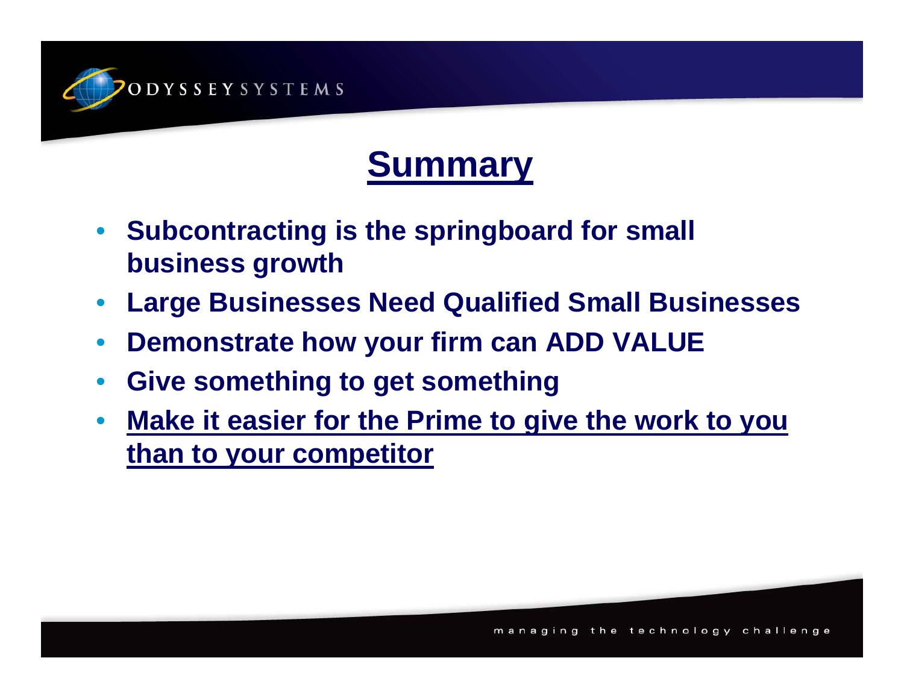# Summary

- **Subcontracting is the springboard for small business growth**
- **Large Businesses Need Qualified Small Businesses**
- **Demonstrate how your firm can ADD VALUE**
- **Give something to get something**
- **<u>Make it easier for the Prime to give the work to you than to your competitor</u>**